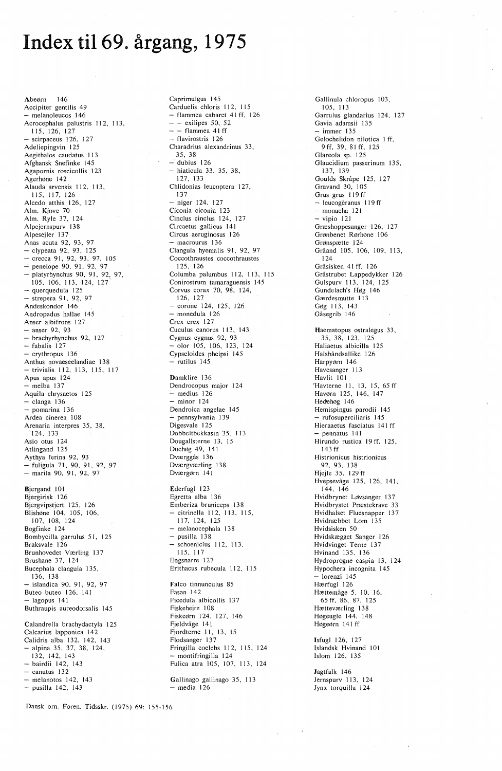# Index til 69. årgang, 1975

**A**beørn 146
Accipiter gentilis 49
– melanoleucos 146
Acrocephalus palustris 112, 113, 115, 126, 127
– scirpaceus 126, 127
Adeliepingvin 125
Aegithalos caudatus 113
Afghansk Snefinke 145
Agapornis roseicollis 123
Agerhøne 142
Alauda arvensis 112, 113, 115, 117, 126
Alcedo atthis 126, 127
Alm. Kjove 70
Alm. Ryle 37, 124
Alpejernspurv 138
Alpesejler 137
Anas acuta 92, 93, 97
– clypeata 92, 93, 125
– crecca 91, 92, 93, 97, 105
– penelope 90, 91, 92, 97
– platyrhynchus 90, 91, 92, 97, 105, 106, 113, 124, 127
– querquedula 125
– strepera 91, 92, 97
Andeskondor 146
Andropadus hallae 145
Anser albifrons 127
– anser 92, 93
– brachyrhynchus 92, 127
– fabalis 127
– erythropus 136
Anthus novaeseelandiae 138
– trivialis 112, 113, 115, 117
Apus apus 124
– melba 137
Aquila chrysaetos 125
– clanga 136
– pomarina 136
Ardea cinerea 108
Arenaria interpres 35, 38, 124, 133
Asio otus 124
Atlingand 125
Aythya ferina 92, 93
– fuligula 71, 90, 91, 92, 97
– marila 90, 91, 92, 97

**B**jergand 101
Bjergirisk 126
Bjergvipstjert 125, 126
Blishøne 104, 105, 106, 107, 108, 124
Bogfinke 124
Bombycilla garrulus 51, 125
Braksvale 126
Brunhovedet Værling 137
Brushane 37, 124
Bucephala clangula 135, 136, 138
– islandica 90, 91, 92, 97
Buteo buteo 126, 141
– lagopus 141
Buthraupis aureodorsalis 145

**C**alandrella brachydactyla 125
Calcarius lapponica 142
Calidris alba 132, 142, 143
– alpina 35, 37, 38, 124, 132, 142, 143
– bairdii 142, 143
– canutus 132
– melanotos 142, 143
– pusilla 142, 143
Caprimulgus 145
Carduelis chloris 112, 115
– flammea cabaret 41 ff, 126
– – exilipes 50, 52
– – flammea 41 ff
– flavirostris 126
Charadrius alexandrinus 33, 35, 38
– dubius 126
– hiaticula 33, 35, 38, 127, 133
Chlidonias leucoptera 127, 137
– niger 124, 127
Ciconia ciconia 123
Cinclus cinclus 124, 127
Circaetus gallicus 141
Circus aeruginosus 126
– macrourus 136
Clangula hyemalis 91, 92, 97
Coccothraustes coccothraustes 125, 126
Columba palumbus 112, 113, 115
Conirostrum tamaraguensis 145
Corvus corax 70, 98, 124, 126, 127
– corone 124, 125, 126
– monedula 126
Crex crex 127
Cuculus canorus 113, 143
Cygnus cygnus 92, 93
– olor 105, 106, 123, 124
Cypseloides phelpsi 145
– rutilus 145

**D**amklire 136
Dendrocopus major 124
– medius 126
– minor 124
Dendroica angelae 145
– pennsylvania 139
Digesvale 125
Dobbeltbekkasin 35, 113
Dougallsterne 13, 15
Duehøg 49, 141
Dværggås 136
Dværgværling 138
Dværgørn 141

**E**derfugl 123
Egretta alba 136
Emberiza bruniceps 138
– citrinella 112, 113, 115, 117, 124, 125
– melanocephala 138
– pusilla 138
– schoeniclus 112, 113, 115, 117
Engsnarre 127
Erithacus rubecula 112, 115

**F**alco tinnunculus 85
Fasan 142
Ficedula albicollis 137
Fiskehejre 108
Fiskeørn 124, 127, 146
Fjeldvåge 141
Fjordterne 11, 13, 15
Flodsanger 137
Fringilla coelebs 112, 115, 124
– montifringilla 124
Fulica atra 105, 107, 113, 124

**G**allinago gallinago 35, 113
– media 126
Gallinula chloropus 103, 105, 113
Garrulus glandarius 124, 127
Gavia adamsii 135
– immer 135
Gelochelidon nilotica 1 ff, 9 ff, 39, 81 ff, 125
Glareola sp. 125
Glaucidium passerinum 135, 137, 139
Goulds Skråpe 125, 127
Gravand 30, 105
Grus grus 119 ff
– leucogeranus 119 ff
– monacha 121
– vipio 121
Græshoppesanger 126, 127
Grønbenet Rørhøne 106
Grønspætte 124
Gråand 105, 106, 109, 113, 124
Gråsisken 41 ff, 126
Gråstrubet Lappedykker 126
Gulspurv 113, 124, 125
Gundelach's Høg 146
Gærdesmutte 113
Gøg 113, 143
Gåsegrib 146

**H**aematopus ostralegus 33, 35, 38, 123, 125
Haliaetus albicilla 125
Halsbåndsallike 126
Harpyørn 146
Havesanger 113
Havlit 101
Havterne 11, 13, 15, 65 ff
Havørn 125, 146, 147
Hedehøg 146
Hemispingus parodii 145
– rufosuperciliaris 145
Hieraaetus fasciatus 141 ff
– pennatus 141
Hirundo rustica 19 ff, 125, 143 ff
Histrionicus histrionicus 92, 93, 138
Hjejle 35, 129 ff
Hvepsevåge 125, 126, 141, 144, 146
Hvidbrynet Løvsanger 137
Hvidbrystet Præstekrave 33
Hvidhalset Fluesnapper 137
Hvidnæbbet Lom 135
Hvidsisken 50
Hvidskægget Sanger 126
Hvidvinget Terne 137
Hvinand 135, 136
Hydroprogne caspia 13, 124
Hypochera incognita 145
– lorenzi 145
Hærfugl 126
Hættemåge 5, 10, 16, 65 ff, 86, 87, 125
Hætteværling 138
Høgeugle 144, 148
Høgeørn 141 ff

**I**sfugl 126, 127
Islandsk Hvinand 101
Islom 126, 135

**J**agtfalk 146
Jernspurv 113, 124
Jynx torquilla 124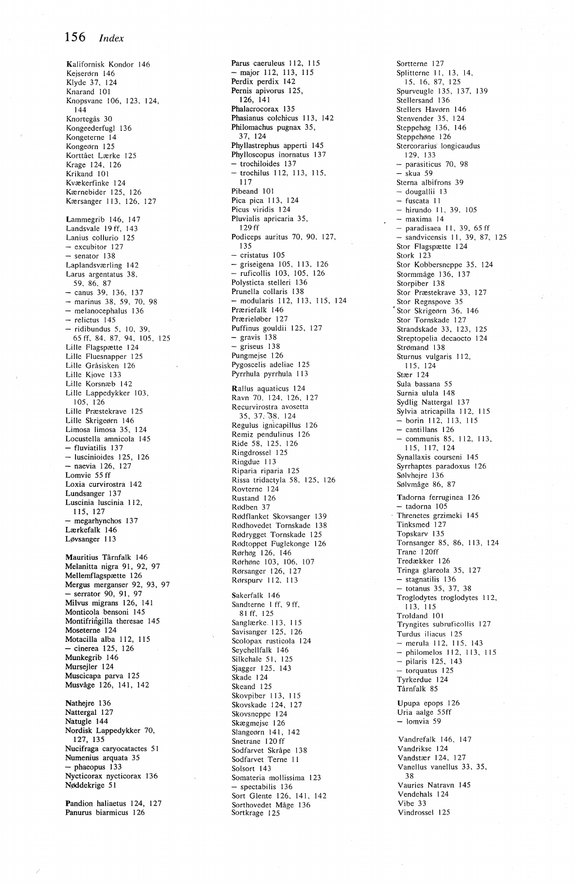Kalifornisk Kondor 146
Kejserørn 146
Klyde 37, 124
Knarand 101
Knopsvane 106, 123, 124, 144
Knortegås 30
Kongeederfugl 136
Kongeterne 14
Kongeørn 125
Korttået Lærke 125
Krage 124, 126
Krikand 101
Kvækerfinke 124
Kærnebider 125, 126
Kærsanger 113, 126, 127

Lammegrib 146, 147
Landsvale 19 ff, 143
Lanius collurio 125
– excubitor 127
– senator 138
Laplandsværling 142
Larus argentatus 38, 59, 86, 87
– canus 39, 136, 137
– marinus 38, 59, 70, 98
– melanocephalus 136
– relictus 145
– ridibundus 5, 10, 39, 65 ff, 84, 87, 94, 105, 125
Lille Flagspætte 124
Lille Fluesnapper 125
Lille Gråsisken 126
Lille Kjove 133
Lille Korsnæb 142
Lille Lappedykker 103, 105, 126
Lille Præstekrave 125
Lille Skrigeørn 146
Limosa limosa 35, 124
Locustella amnicola 145
– fluviatilis 137
– luscinioides 125, 126
– naevia 126, 127
Lomvie 55 ff
Loxia curvirostra 142
Lundsanger 137
Luscinia luscinia 112, 115, 127
– megarhynchos 137
Lærkefalk 146
Løvsanger 113

Mauritius Tårnfalk 146
Melanitta nigra 91, 92, 97
Mellemflagspætte 126
Mergus merganser 92, 93, 97
– serrator 90, 91, 97
Milvus migrans 126, 141
Monticola bensoni 145
Montifringilla theresae 145
Moseterne 124
Motacilla alba 112, 115
– cinerea 125, 126
Munkegrib 146
Mursejler 124
Muscicapa parva 125
Musvåge 126, 141, 142

Nathejre 136
Nattergal 127
Natugle 144
Nordisk Lappedykker 70, 127, 135
Nucifraga caryocatactes 51
Numenius arquata 35
– phaeopus 133
Nycticorax nycticorax 136
Nøddekrige 51

Pandion haliaetus 124, 127
Panurus biarmicus 126
Parus caeruleus 112, 115
– major 112, 113, 115
Perdix perdix 142
Pernis apivorus 125, 126, 141
Phalacrocorax 135
Phasianus colchicus 113, 142
Philomachus pugnax 35, 37, 124
Phyllastrephus apperti 145
Phylloscopus inornatus 137
– trochiloides 137
– trochilus 112, 113, 115, 117
Pibeand 101
Pica pica 113, 124
Picus viridis 124
Pluvialis apricaria 35, 129 ff
Podiceps auritus 70, 90, 127, 135
– cristatus 105
– griseigena 105, 113, 126
– ruficollis 103, 105, 126
Polysticta stelleri 136
Prunella collaris 138
– modularis 112, 113, 115, 124
Præriefalk 146
Prærieløber 127
Puffinus gouldii 125, 127
– gravis 138
– griseus 138
Pungmejse 126
Pygoscelis adeliae 125
Pyrrhula pyrrhula 113

Rallus aquaticus 124
Ravn 70, 124, 126, 127
Recurvirostra avosetta 35, 37, 38, 124
Regulus ignicapillus 126
Remiz pendulinus 126
Ride 58, 125, 126
Ringdrossel 125
Ringdue 113
Riparia riparia 125
Rissa tridactyla 58, 125, 126
Rovterne 124
Rustand 126
Rødben 37
Rødflanket Skovsanger 139
Rødhovedet Tornskade 138
Rødrygget Tornskade 125
Rødtoppet Fuglekonge 126
Rørhøg 126, 146
Rørhøne 103, 106, 107
Rørsanger 126, 127
Rørspurv 112, 113

Sakerfalk 146
Sandterne 1 ff, 9 ff, 81 ff, 125
Sanglærke 113, 115
Savisanger 125, 126
Scolopax rusticola 124
Seychellfalk 146
Silkehale 51, 125
Sjagger 125, 143
Skade 124
Skeand 125
Skovpiber 113, 115
Skovskade 124, 127
Skovsneppe 124
Skægmejse 126
Slangeørn 141, 142
Snetrane 120 ff
Sodfarvet Skråpe 138
Sodfarvet Terne 11
Solsort 143
Somateria mollissima 123
– spectabilis 136
Sort Glente 126, 141, 142
Sorthovedet Måge 136
Sortkrage 125
Sortterne 127
Splitterne 11, 13, 14, 15, 16, 87, 125
Spurveugle 135, 137, 139
Stellersand 136
Stellers Havørn 146
Stenvender 35, 124
Steppehøg 136, 146
Steppehøne 126
Stercorarius longicaudus 129, 133
– parasiticus 70, 98
– skua 59
Sterna albifrons 39
– dougallii 13
– fuscata 11
– hirundo 11, 39, 105
– maxima 14
– paradisaea 11, 39, 65 ff
– sandvicensis 11, 39, 87, 125
Stor Flagspætte 124
Stork 123
Stor Kobbersneppe 35, 124
Stormmåge 136, 137
Storpiber 138
Stor Præstekrave 33, 127
Stor Regnspove 35
Stor Skrigeørn 36, 146
Stor Tornskade 127
Strandskade 33, 123, 125
Streptopelia decaocto 124
Strømand 138
Sturnus vulgaris 112, 115, 124
Stær 124
Sula bassana 55
Surnia ulula 148
Sydlig Nattergal 137
Sylvia atricapilla 112, 115
– borin 112, 113, 115
– cantillans 126
– communis 85, 112, 113, 115, 117, 124
Synallaxis courseni 145
Syrrhaptes paradoxus 126
Sølvhejre 136
Sølvmåge 86, 87

Tadorna ferruginea 126
– tadorna 105
Threnetes grzimeki 145
Tinksmed 127
Topskarv 135
Tornsanger 85, 86, 113, 124
Trane 120 ff
Tredækker 126
Tringa glareola 35, 127
– stagnatilis 136
– totanus 35, 37, 38
Troglodytes troglodytes 112, 113, 115
Troldand 101
Tryngites subruficollis 127
Turdus iliacus 125
– merula 112, 115, 143
– philomelos 112, 113, 115
– pilaris 125, 143
– torquatus 125
Tyrkerdue 124
Tårnfalk 85

Upupa epops 126
Uria aalge 55 ff
– lomvia 59

Vandrefalk 146, 147
Vandrikse 124
Vandstær 124, 127
Vanellus vanellus 33, 35, 38
Vauries Natravn 145
Vendehals 124
Vibe 33
Vindrossel 125